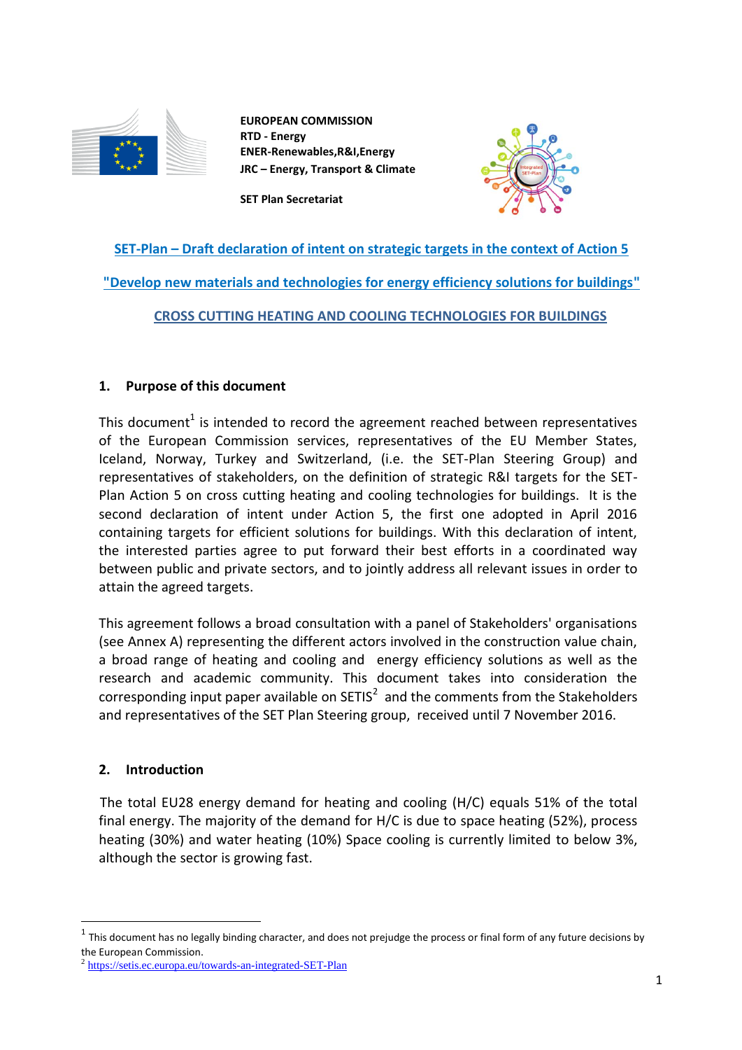**EUROPEAN COMMISSION**
**RTD - Energy**
**ENER-Renewables,R&I,Energy**
**JRC – Energy, Transport & Climate**

**SET Plan Secretariat**

# SET-Plan – Draft declaration of intent on strategic targets in the context of Action 5

# "Develop new materials and technologies for energy efficiency solutions for buildings"

# CROSS CUTTING HEATING AND COOLING TECHNOLOGIES FOR BUILDINGS

## 1. Purpose of this document

This document[1] is intended to record the agreement reached between representatives of the European Commission services, representatives of the EU Member States, Iceland, Norway, Turkey and Switzerland, (i.e. the SET-Plan Steering Group) and representatives of stakeholders, on the definition of strategic R&I targets for the SET-Plan Action 5 on cross cutting heating and cooling technologies for buildings. It is the second declaration of intent under Action 5, the first one adopted in April 2016 containing targets for efficient solutions for buildings. With this declaration of intent, the interested parties agree to put forward their best efforts in a coordinated way between public and private sectors, and to jointly address all relevant issues in order to attain the agreed targets.

This agreement follows a broad consultation with a panel of Stakeholders' organisations (see Annex A) representing the different actors involved in the construction value chain, a broad range of heating and cooling and energy efficiency solutions as well as the research and academic community. This document takes into consideration the corresponding input paper available on SETIS[2] and the comments from the Stakeholders and representatives of the SET Plan Steering group, received until 7 November 2016.

## 2. Introduction

The total EU28 energy demand for heating and cooling (H/C) equals 51% of the total final energy. The majority of the demand for H/C is due to space heating (52%), process heating (30%) and water heating (10%) Space cooling is currently limited to below 3%, although the sector is growing fast.

---

[1] This document has no legally binding character, and does not prejudge the process or final form of any future decisions by the European Commission.

[2] https://setis.ec.europa.eu/towards-an-integrated-SET-Plan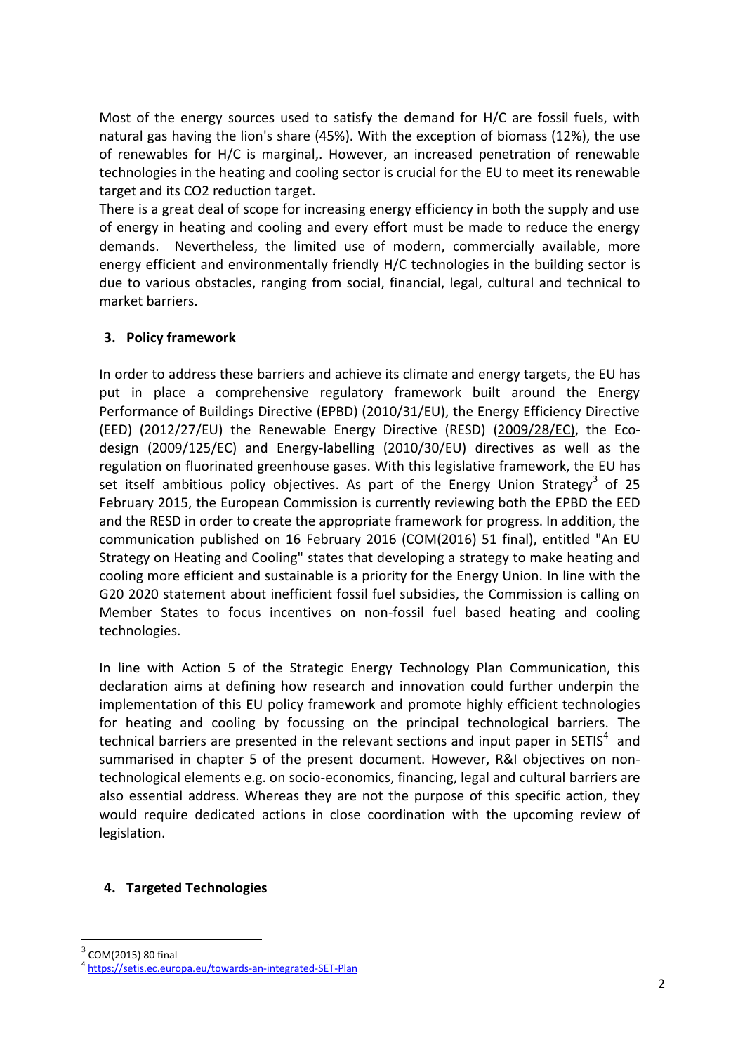Most of the energy sources used to satisfy the demand for H/C are fossil fuels, with natural gas having the lion's share (45%). With the exception of biomass (12%), the use of renewables for H/C is marginal,. However, an increased penetration of renewable technologies in the heating and cooling sector is crucial for the EU to meet its renewable target and its CO2 reduction target.

There is a great deal of scope for increasing energy efficiency in both the supply and use of energy in heating and cooling and every effort must be made to reduce the energy demands. Nevertheless, the limited use of modern, commercially available, more energy efficient and environmentally friendly H/C technologies in the building sector is due to various obstacles, ranging from social, financial, legal, cultural and technical to market barriers.

## 3. Policy framework

In order to address these barriers and achieve its climate and energy targets, the EU has put in place a comprehensive regulatory framework built around the Energy Performance of Buildings Directive (EPBD) (2010/31/EU), the Energy Efficiency Directive (EED) (2012/27/EU) the Renewable Energy Directive (RESD) (2009/28/EC), the Eco-design (2009/125/EC) and Energy-labelling (2010/30/EU) directives as well as the regulation on fluorinated greenhouse gases. With this legislative framework, the EU has set itself ambitious policy objectives. As part of the Energy Union Strategy[3] of 25 February 2015, the European Commission is currently reviewing both the EPBD the EED and the RESD in order to create the appropriate framework for progress. In addition, the communication published on 16 February 2016 (COM(2016) 51 final), entitled "An EU Strategy on Heating and Cooling" states that developing a strategy to make heating and cooling more efficient and sustainable is a priority for the Energy Union. In line with the G20 2020 statement about inefficient fossil fuel subsidies, the Commission is calling on Member States to focus incentives on non-fossil fuel based heating and cooling technologies.

In line with Action 5 of the Strategic Energy Technology Plan Communication, this declaration aims at defining how research and innovation could further underpin the implementation of this EU policy framework and promote highly efficient technologies for heating and cooling by focussing on the principal technological barriers. The technical barriers are presented in the relevant sections and input paper in SETIS[4] and summarised in chapter 5 of the present document. However, R&I objectives on non-technological elements e.g. on socio-economics, financing, legal and cultural barriers are also essential address. Whereas they are not the purpose of this specific action, they would require dedicated actions in close coordination with the upcoming review of legislation.

## 4. Targeted Technologies

[3] COM(2015) 80 final

[4] https://setis.ec.europa.eu/towards-an-integrated-SET-Plan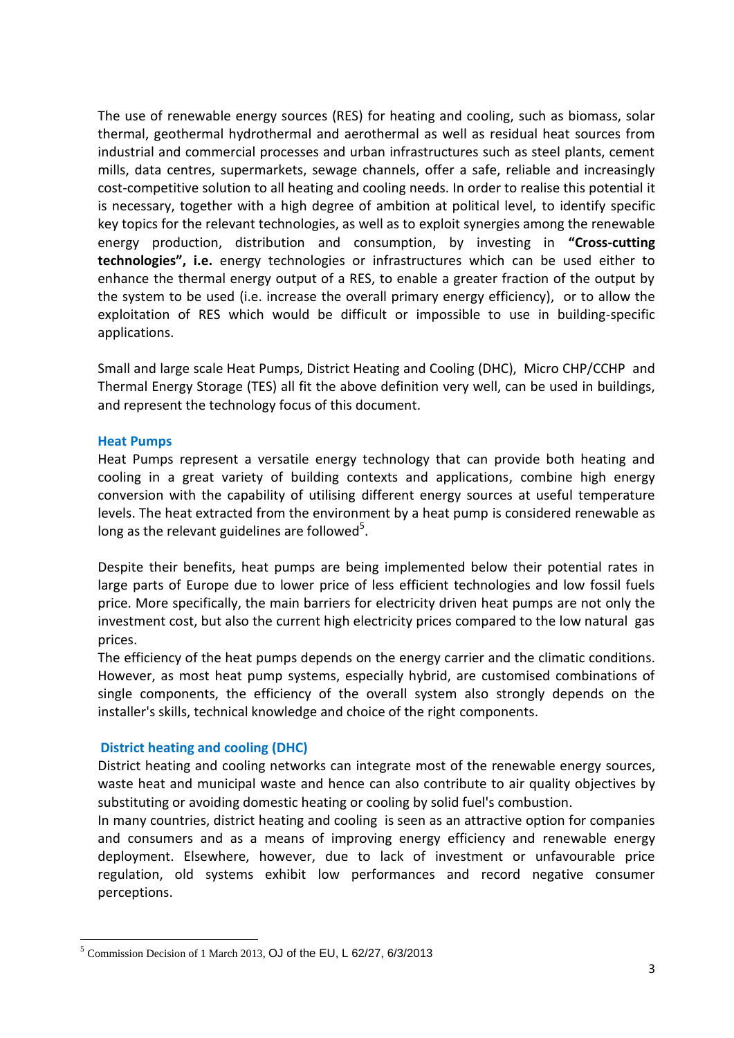The use of renewable energy sources (RES) for heating and cooling, such as biomass, solar thermal, geothermal hydrothermal and aerothermal as well as residual heat sources from industrial and commercial processes and urban infrastructures such as steel plants, cement mills, data centres, supermarkets, sewage channels, offer a safe, reliable and increasingly cost-competitive solution to all heating and cooling needs. In order to realise this potential it is necessary, together with a high degree of ambition at political level, to identify specific key topics for the relevant technologies, as well as to exploit synergies among the renewable energy production, distribution and consumption, by investing in **"Cross-cutting technologies", i.e.** energy technologies or infrastructures which can be used either to enhance the thermal energy output of a RES, to enable a greater fraction of the output by the system to be used (i.e. increase the overall primary energy efficiency), or to allow the exploitation of RES which would be difficult or impossible to use in building-specific applications.

Small and large scale Heat Pumps, District Heating and Cooling (DHC), Micro CHP/CCHP and Thermal Energy Storage (TES) all fit the above definition very well, can be used in buildings, and represent the technology focus of this document.

### Heat Pumps

Heat Pumps represent a versatile energy technology that can provide both heating and cooling in a great variety of building contexts and applications, combine high energy conversion with the capability of utilising different energy sources at useful temperature levels. The heat extracted from the environment by a heat pump is considered renewable as long as the relevant guidelines are followed[5].

Despite their benefits, heat pumps are being implemented below their potential rates in large parts of Europe due to lower price of less efficient technologies and low fossil fuels price. More specifically, the main barriers for electricity driven heat pumps are not only the investment cost, but also the current high electricity prices compared to the low natural gas prices.

The efficiency of the heat pumps depends on the energy carrier and the climatic conditions. However, as most heat pump systems, especially hybrid, are customised combinations of single components, the efficiency of the overall system also strongly depends on the installer's skills, technical knowledge and choice of the right components.

### District heating and cooling (DHC)

District heating and cooling networks can integrate most of the renewable energy sources, waste heat and municipal waste and hence can also contribute to air quality objectives by substituting or avoiding domestic heating or cooling by solid fuel's combustion.

In many countries, district heating and cooling is seen as an attractive option for companies and consumers and as a means of improving energy efficiency and renewable energy deployment. Elsewhere, however, due to lack of investment or unfavourable price regulation, old systems exhibit low performances and record negative consumer perceptions.

---

[5] Commission Decision of 1 March 2013, OJ of the EU, L 62/27, 6/3/2013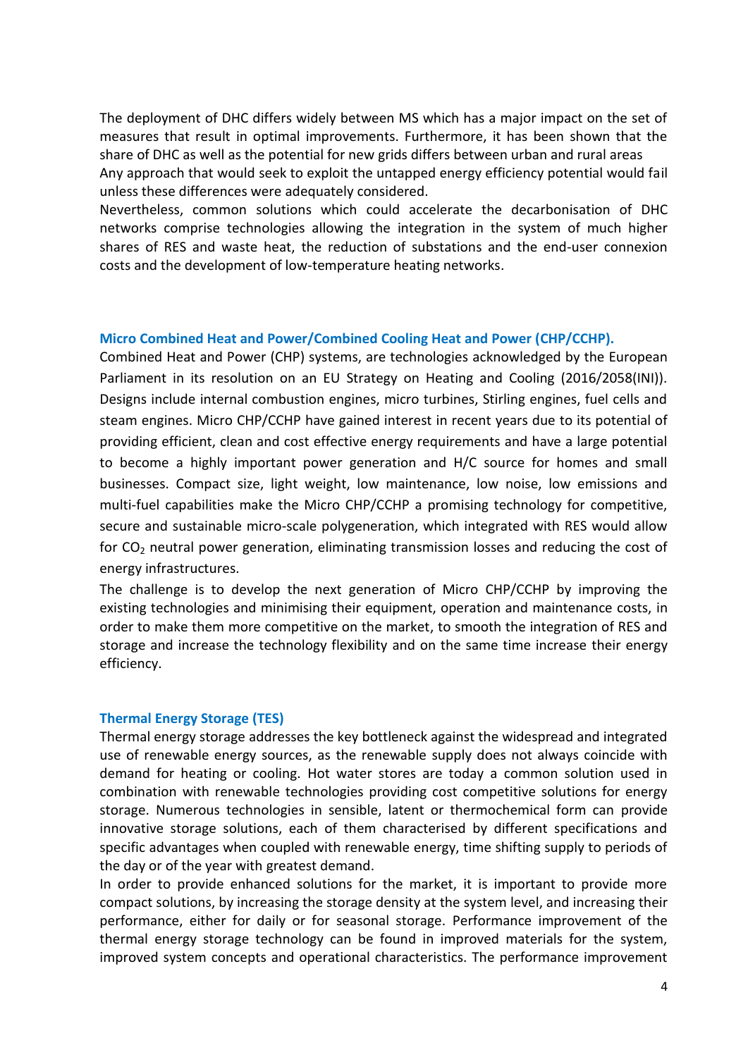The deployment of DHC differs widely between MS which has a major impact on the set of measures that result in optimal improvements. Furthermore, it has been shown that the share of DHC as well as the potential for new grids differs between urban and rural areas
Any approach that would seek to exploit the untapped energy efficiency potential would fail unless these differences were adequately considered.
Nevertheless, common solutions which could accelerate the decarbonisation of DHC networks comprise technologies allowing the integration in the system of much higher shares of RES and waste heat, the reduction of substations and the end-user connexion costs and the development of low-temperature heating networks.

### Micro Combined Heat and Power/Combined Cooling Heat and Power (CHP/CCHP).

Combined Heat and Power (CHP) systems, are technologies acknowledged by the European Parliament in its resolution on an EU Strategy on Heating and Cooling (2016/2058(INI)). Designs include internal combustion engines, micro turbines, Stirling engines, fuel cells and steam engines. Micro CHP/CCHP have gained interest in recent years due to its potential of providing efficient, clean and cost effective energy requirements and have a large potential to become a highly important power generation and H/C source for homes and small businesses. Compact size, light weight, low maintenance, low noise, low emissions and multi-fuel capabilities make the Micro CHP/CCHP a promising technology for competitive, secure and sustainable micro-scale polygeneration, which integrated with RES would allow for $CO_2$ neutral power generation, eliminating transmission losses and reducing the cost of energy infrastructures.
The challenge is to develop the next generation of Micro CHP/CCHP by improving the existing technologies and minimising their equipment, operation and maintenance costs, in order to make them more competitive on the market, to smooth the integration of RES and storage and increase the technology flexibility and on the same time increase their energy efficiency.

### Thermal Energy Storage (TES)

Thermal energy storage addresses the key bottleneck against the widespread and integrated use of renewable energy sources, as the renewable supply does not always coincide with demand for heating or cooling. Hot water stores are today a common solution used in combination with renewable technologies providing cost competitive solutions for energy storage. Numerous technologies in sensible, latent or thermochemical form can provide innovative storage solutions, each of them characterised by different specifications and specific advantages when coupled with renewable energy, time shifting supply to periods of the day or of the year with greatest demand.
In order to provide enhanced solutions for the market, it is important to provide more compact solutions, by increasing the storage density at the system level, and increasing their performance, either for daily or for seasonal storage. Performance improvement of the thermal energy storage technology can be found in improved materials for the system, improved system concepts and operational characteristics. The performance improvement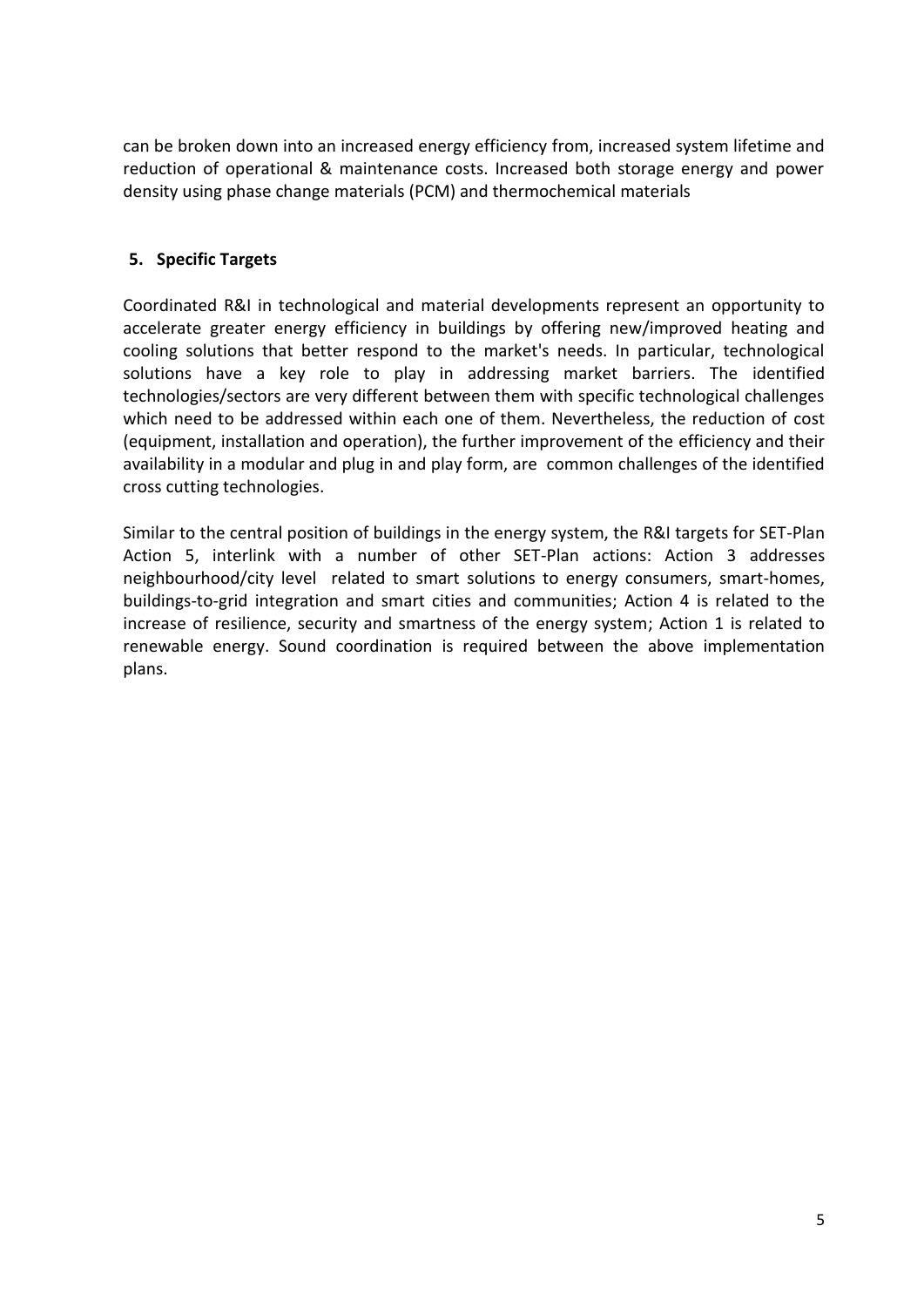can be broken down into an increased energy efficiency from, increased system lifetime and reduction of operational & maintenance costs. Increased both storage energy and power density using phase change materials (PCM) and thermochemical materials

## 5. Specific Targets

Coordinated R&I in technological and material developments represent an opportunity to accelerate greater energy efficiency in buildings by offering new/improved heating and cooling solutions that better respond to the market's needs. In particular, technological solutions have a key role to play in addressing market barriers. The identified technologies/sectors are very different between them with specific technological challenges which need to be addressed within each one of them. Nevertheless, the reduction of cost (equipment, installation and operation), the further improvement of the efficiency and their availability in a modular and plug in and play form, are common challenges of the identified cross cutting technologies.

Similar to the central position of buildings in the energy system, the R&I targets for SET-Plan Action 5, interlink with a number of other SET-Plan actions: Action 3 addresses neighbourhood/city level related to smart solutions to energy consumers, smart-homes, buildings-to-grid integration and smart cities and communities; Action 4 is related to the increase of resilience, security and smartness of the energy system; Action 1 is related to renewable energy. Sound coordination is required between the above implementation plans.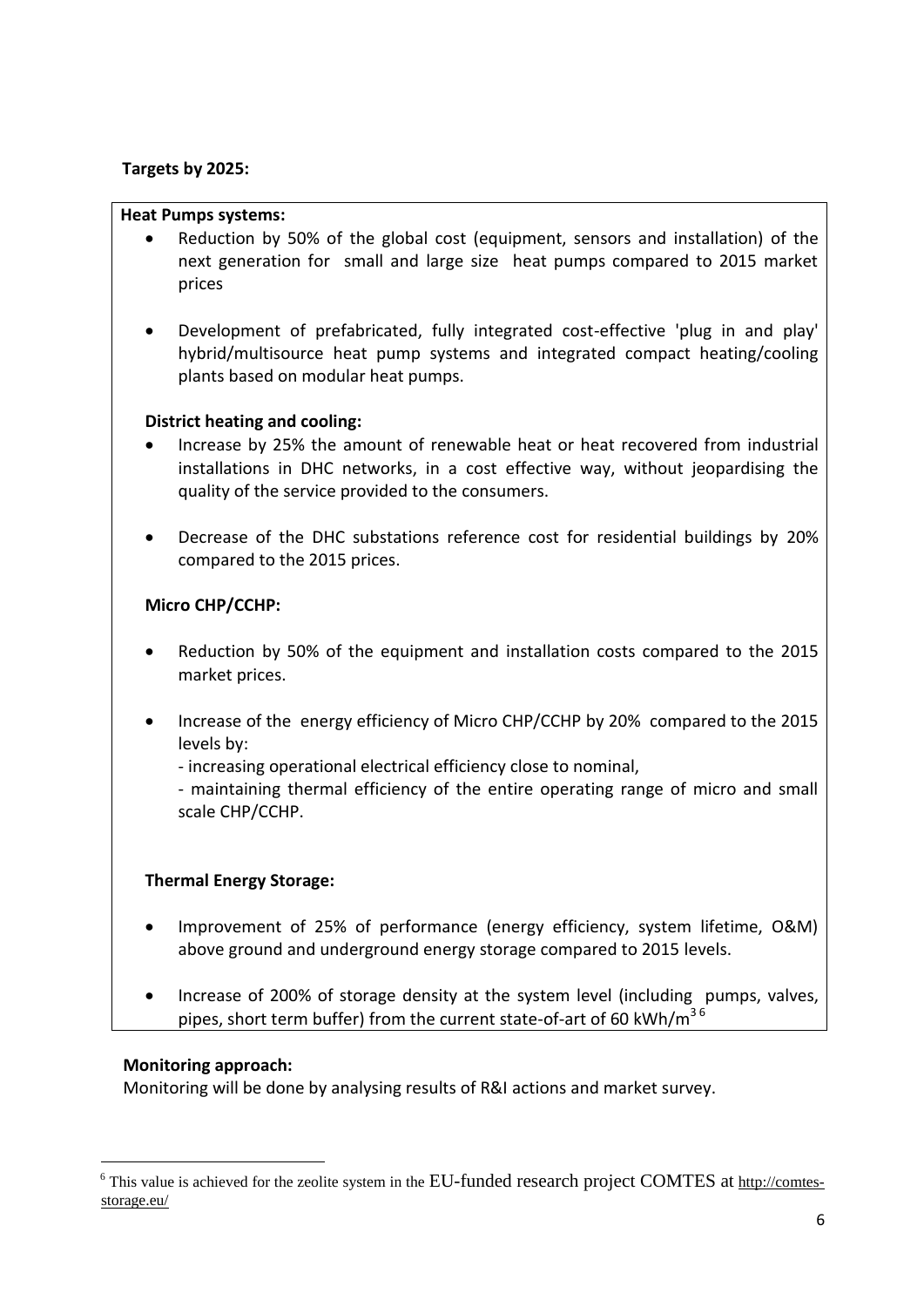**Targets by 2025:**

**Heat Pumps systems:**

- Reduction by 50% of the global cost (equipment, sensors and installation) of the next generation for small and large size heat pumps compared to 2015 market prices
- Development of prefabricated, fully integrated cost-effective 'plug in and play' hybrid/multisource heat pump systems and integrated compact heating/cooling plants based on modular heat pumps.

**District heating and cooling:**

- Increase by 25% the amount of renewable heat or heat recovered from industrial installations in DHC networks, in a cost effective way, without jeopardising the quality of the service provided to the consumers.
- Decrease of the DHC substations reference cost for residential buildings by 20% compared to the 2015 prices.

**Micro CHP/CCHP:**

- Reduction by 50% of the equipment and installation costs compared to the 2015 market prices.
- Increase of the energy efficiency of Micro CHP/CCHP by 20% compared to the 2015 levels by:
  - increasing operational electrical efficiency close to nominal,
  - maintaining thermal efficiency of the entire operating range of micro and small scale CHP/CCHP.

**Thermal Energy Storage:**

- Improvement of 25% of performance (energy efficiency, system lifetime, O&M) above ground and underground energy storage compared to 2015 levels.
- Increase of 200% of storage density at the system level (including pumps, valves, pipes, short term buffer) from the current state-of-art of 60 kWh/$m^3$ [6]

**Monitoring approach:**

Monitoring will be done by analysing results of R&I actions and market survey.

---

[6] This value is achieved for the zeolite system in the EU-funded research project COMTES at http://comtes-storage.eu/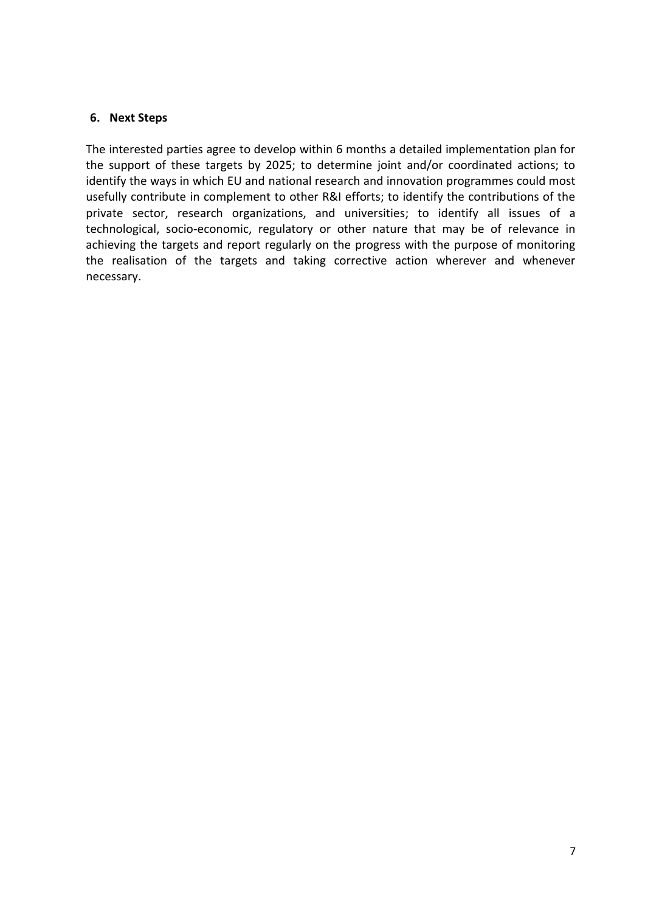## 6. Next Steps

The interested parties agree to develop within 6 months a detailed implementation plan for the support of these targets by 2025; to determine joint and/or coordinated actions; to identify the ways in which EU and national research and innovation programmes could most usefully contribute in complement to other R&I efforts; to identify the contributions of the private sector, research organizations, and universities; to identify all issues of a technological, socio-economic, regulatory or other nature that may be of relevance in achieving the targets and report regularly on the progress with the purpose of monitoring the realisation of the targets and taking corrective action wherever and whenever necessary.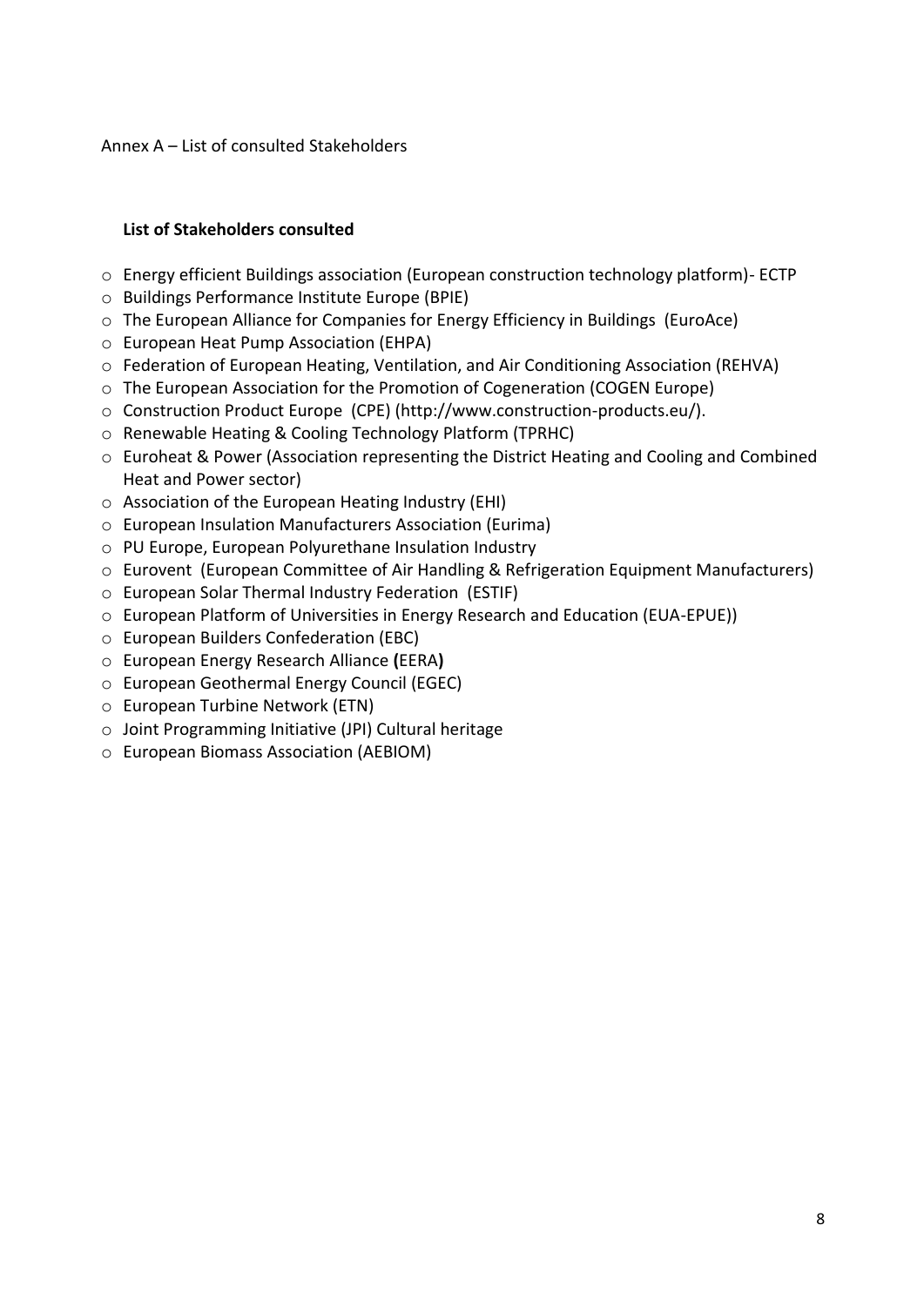Annex A – List of consulted Stakeholders

**List of Stakeholders consulted**

- Energy efficient Buildings association (European construction technology platform)- ECTP
- Buildings Performance Institute Europe (BPIE)
- The European Alliance for Companies for Energy Efficiency in Buildings (EuroAce)
- European Heat Pump Association (EHPA)
- Federation of European Heating, Ventilation, and Air Conditioning Association (REHVA)
- The European Association for the Promotion of Cogeneration (COGEN Europe)
- Construction Product Europe (CPE) (http://www.construction-products.eu/).
- Renewable Heating & Cooling Technology Platform (TPRHC)
- Euroheat & Power (Association representing the District Heating and Cooling and Combined Heat and Power sector)
- Association of the European Heating Industry (EHI)
- European Insulation Manufacturers Association (Eurima)
- PU Europe, European Polyurethane Insulation Industry
- Eurovent (European Committee of Air Handling & Refrigeration Equipment Manufacturers)
- European Solar Thermal Industry Federation (ESTIF)
- European Platform of Universities in Energy Research and Education (EUA-EPUE))
- European Builders Confederation (EBC)
- European Energy Research Alliance **(**EERA**)**
- European Geothermal Energy Council (EGEC)
- European Turbine Network (ETN)
- Joint Programming Initiative (JPI) Cultural heritage
- European Biomass Association (AEBIOM)